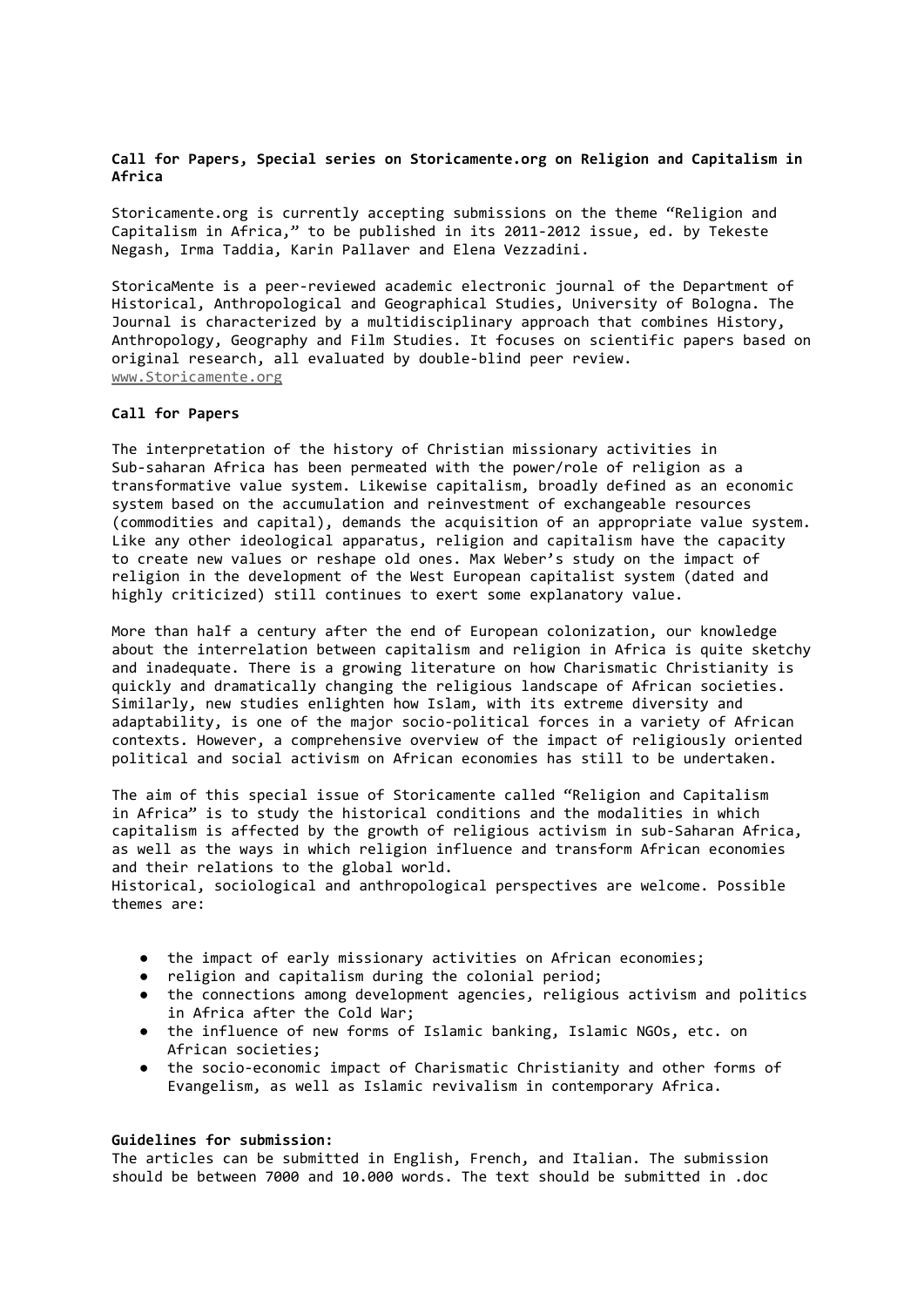**Call for Papers, Special series on Storicamente.org on Religion and Capitalism in Africa**

Storicamente.org is currently accepting submissions on the theme "Religion and Capitalism in Africa," to be published in its 2011-2012 issue, ed. by Tekeste Negash, Irma Taddia, Karin Pallaver and Elena Vezzadini.

StoricaMente is a peer-reviewed academic electronic journal of the Department of Historical, Anthropological and Geographical Studies, University of Bologna. The Journal is characterized by a multidisciplinary approach that combines History, Anthropology, Geography and Film Studies. It focuses on scientific papers based on original research, all evaluated by double-blind peer review.
www.Storicamente.org

**Call for Papers**

The interpretation of the history of Christian missionary activities in Sub-saharan Africa has been permeated with the power/role of religion as a transformative value system. Likewise capitalism, broadly defined as an economic system based on the accumulation and reinvestment of exchangeable resources (commodities and capital), demands the acquisition of an appropriate value system. Like any other ideological apparatus, religion and capitalism have the capacity to create new values or reshape old ones. Max Weber's study on the impact of religion in the development of the West European capitalist system (dated and highly criticized) still continues to exert some explanatory value.

More than half a century after the end of European colonization, our knowledge about the interrelation between capitalism and religion in Africa is quite sketchy and inadequate. There is a growing literature on how Charismatic Christianity is quickly and dramatically changing the religious landscape of African societies. Similarly, new studies enlighten how Islam, with its extreme diversity and adaptability, is one of the major socio-political forces in a variety of African contexts. However, a comprehensive overview of the impact of religiously oriented political and social activism on African economies has still to be undertaken.

The aim of this special issue of Storicamente called "Religion and Capitalism in Africa" is to study the historical conditions and the modalities in which capitalism is affected by the growth of religious activism in sub-Saharan Africa, as well as the ways in which religion influence and transform African economies and their relations to the global world.
Historical, sociological and anthropological perspectives are welcome. Possible themes are:

- the impact of early missionary activities on African economies;
- religion and capitalism during the colonial period;
- the connections among development agencies, religious activism and politics in Africa after the Cold War;
- the influence of new forms of Islamic banking, Islamic NGOs, etc. on African societies;
- the socio-economic impact of Charismatic Christianity and other forms of Evangelism, as well as Islamic revivalism in contemporary Africa.

**Guidelines for submission:**
The articles can be submitted in English, French, and Italian. The submission should be between 7000 and 10.000 words. The text should be submitted in .doc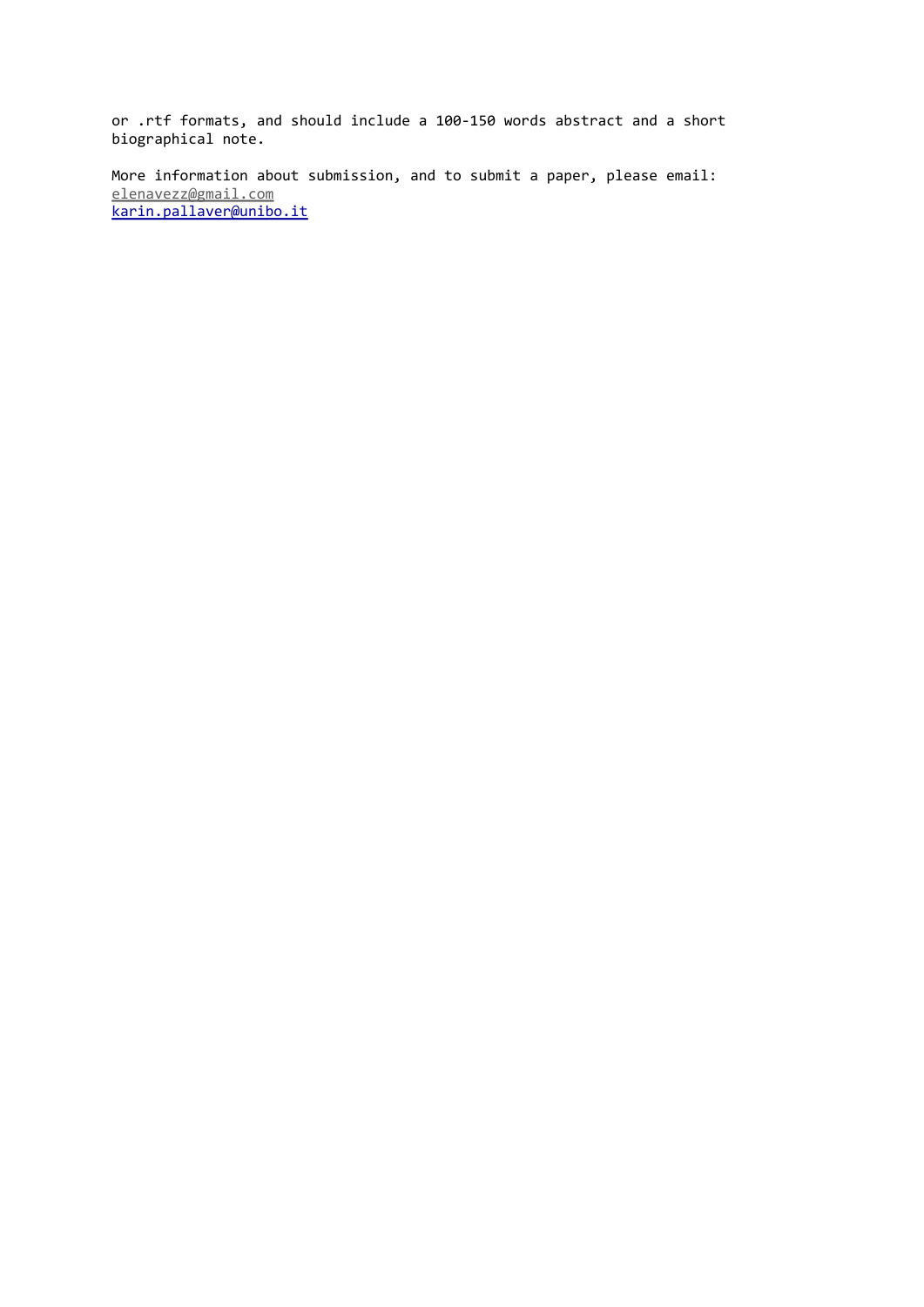or .rtf formats, and should include a 100-150 words abstract and a short biographical note.

More information about submission, and to submit a paper, please email:
elenavezz@gmail.com
karin.pallaver@unibo.it